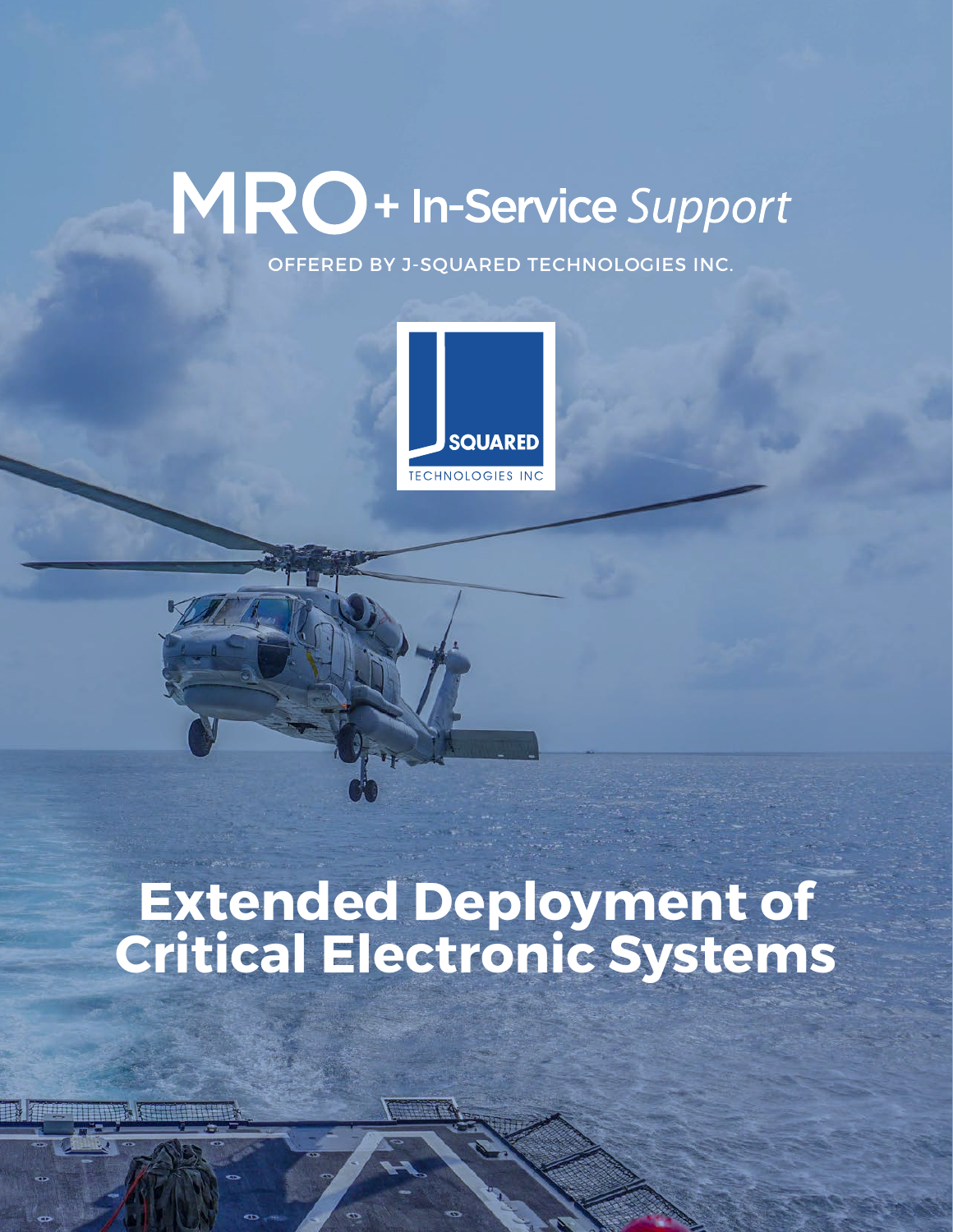# MRO + In-Service *Support*

OFFERED BY J-SQUARED TECHNOLOGIES INC.

SQUARED
TECHNOLOGIES INC

# Extended Deployment of Critical Electronic Systems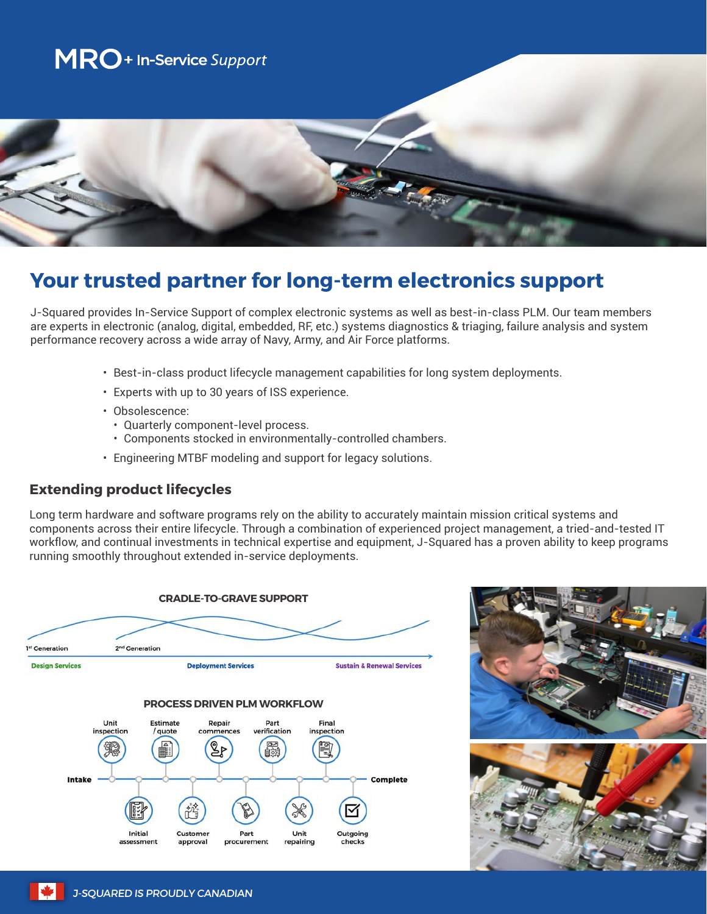# MRO+ In-Service *Support*

## Your trusted partner for long-term electronics support

J-Squared provides In-Service Support of complex electronic systems as well as best-in-class PLM. Our team members are experts in electronic (analog, digital, embedded, RF, etc.) systems diagnostics & triaging, failure analysis and system performance recovery across a wide array of Navy, Army, and Air Force platforms.

- Best-in-class product lifecycle management capabilities for long system deployments.
- Experts with up to 30 years of ISS experience.
- Obsolescence:
  - Quarterly component-level process.
  - Components stocked in environmentally-controlled chambers.
- Engineering MTBF modeling and support for legacy solutions.

### Extending product lifecycles

Long term hardware and software programs rely on the ability to accurately maintain mission critical systems and components across their entire lifecycle. Through a combination of experienced project management, a tried-and-tested IT workflow, and continual investments in technical expertise and equipment, J-Squared has a proven ability to keep programs running smoothly throughout extended in-service deployments.

**CRADLE-TO-GRAVE SUPPORT**

1st Generation — 2nd Generation

Design Services — Deployment Services — Sustain & Renewal Services

**PROCESS DRIVEN PLM WORKFLOW**

Intake → Unit inspection → Initial assessment → Estimate / quote → Customer approval → Repair commences → Part procurement → Part verification → Unit repairing → Final inspection → Outgoing checks → Complete

*J-SQUARED IS PROUDLY CANADIAN*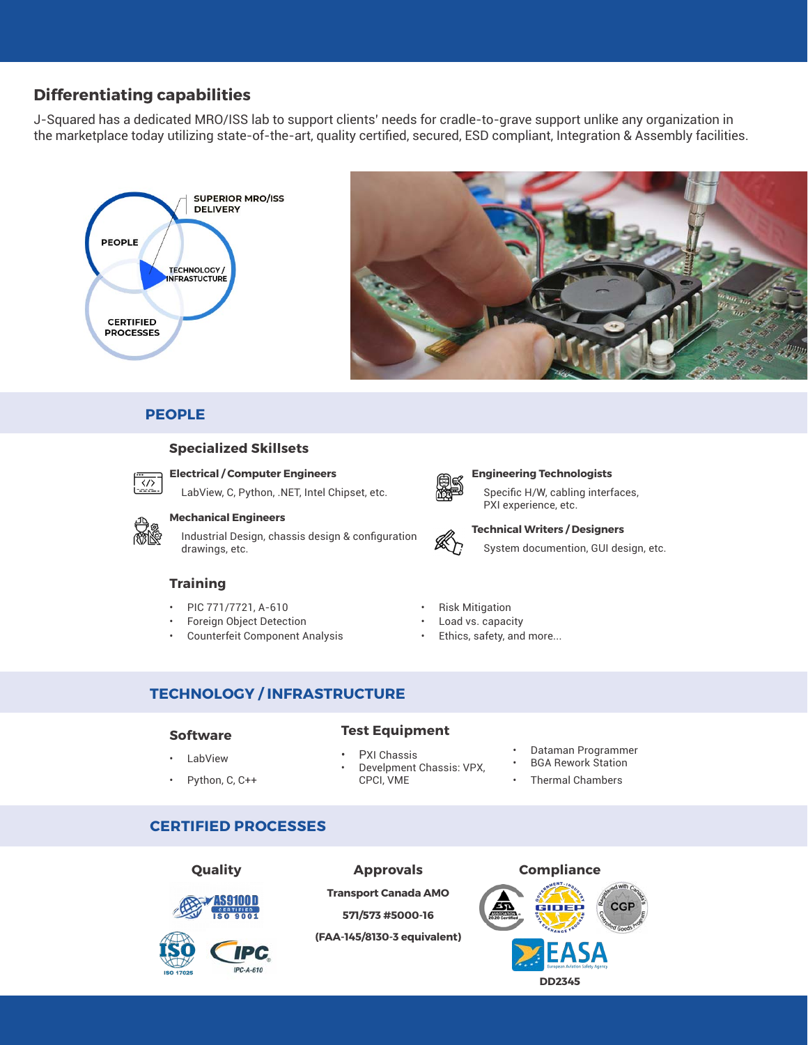## Differentiating capabilities

J-Squared has a dedicated MRO/ISS lab to support clients' needs for cradle-to-grave support unlike any organization in the marketplace today utilizing state-of-the-art, quality certified, secured, ESD compliant, Integration & Assembly facilities.

SUPERIOR MRO/ISS DELIVERY

PEOPLE

TECHNOLOGY / INFRASTUCTURE

CERTIFIED PROCESSES

## PEOPLE

### Specialized Skillsets

**Electrical / Computer Engineers**

LabView, C, Python, .NET, Intel Chipset, etc.

**Mechanical Engineers**

Industrial Design, chassis design & configuration drawings, etc.

**Engineering Technologists**

Specific H/W, cabling interfaces, PXI experience, etc.

**Technical Writers / Designers**

System documention, GUI design, etc.

### Training

- PIC 771/7721, A-610
- Foreign Object Detection
- Counterfeit Component Analysis
- Risk Mitigation
- Load vs. capacity
- Ethics, safety, and more...

## TECHNOLOGY / INFRASTRUCTURE

### Software

- LabView
- Python, C, C++

### Test Equipment

- PXI Chassis
- Develpment Chassis: VPX, CPCI, VME
- Dataman Programmer
- BGA Rework Station
- Thermal Chambers

## CERTIFIED PROCESSES

### Quality

AS9100D CERTIFIED ISO 9001

ISO 17025

IPC-A-610

### Approvals

**Transport Canada AMO**

**571/573 #5000-16**

**(FAA-145/8130-3 equivalent)**

### Compliance

ESD Association 20.20 Certified

GIDEP

CGP

EASA

**DD2345**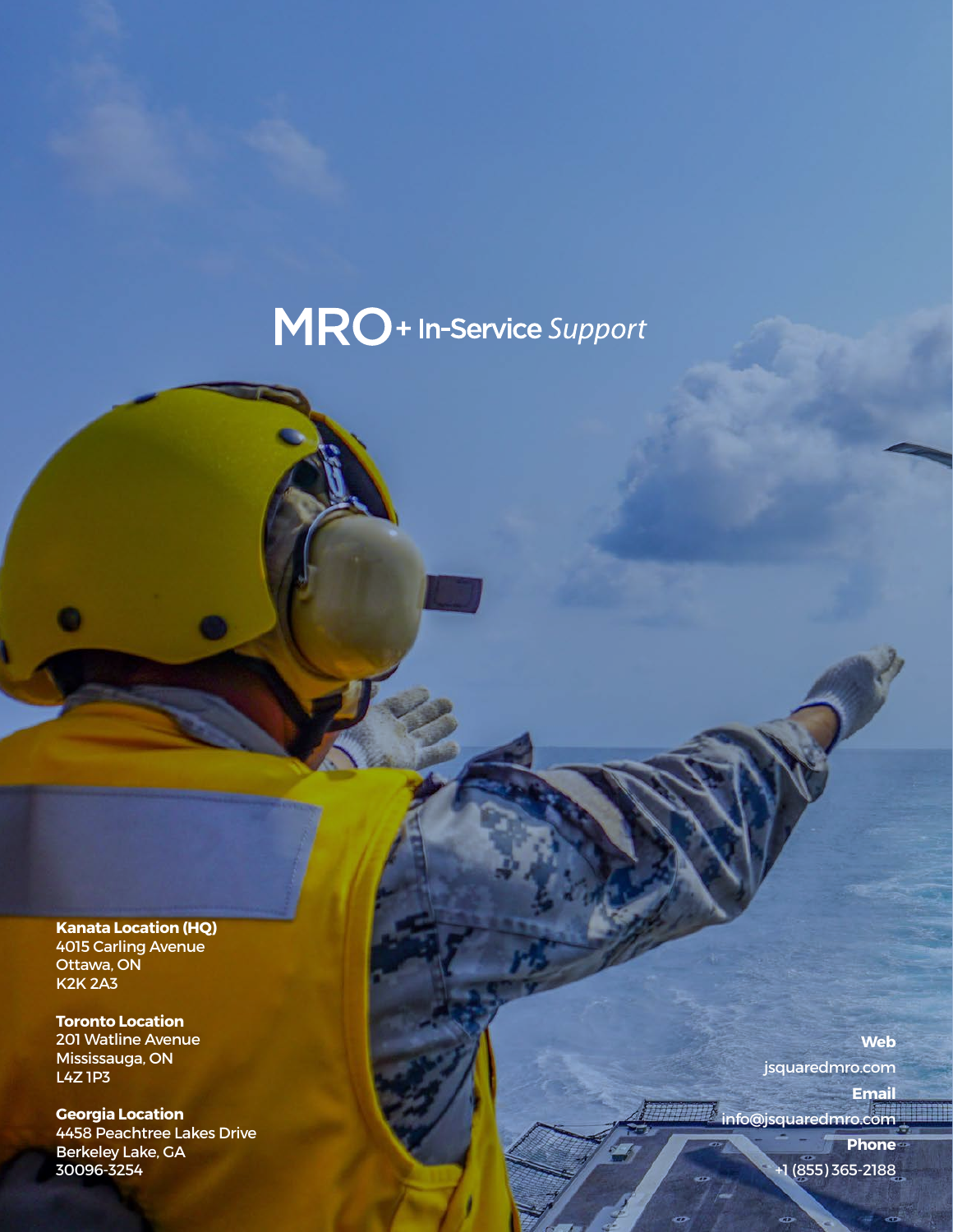# MRO+ In-Service *Support*

**Kanata Location (HQ)**
4015 Carling Avenue
Ottawa, ON
K2K 2A3

**Toronto Location**
201 Watline Avenue
Mississauga, ON
L4Z 1P3

**Georgia Location**
4458 Peachtree Lakes Drive
Berkeley Lake, GA
30096-3254

**Web**
jsquaredmro.com

**Email**
info@jsquaredmro.com

**Phone**
+1 (855) 365-2188